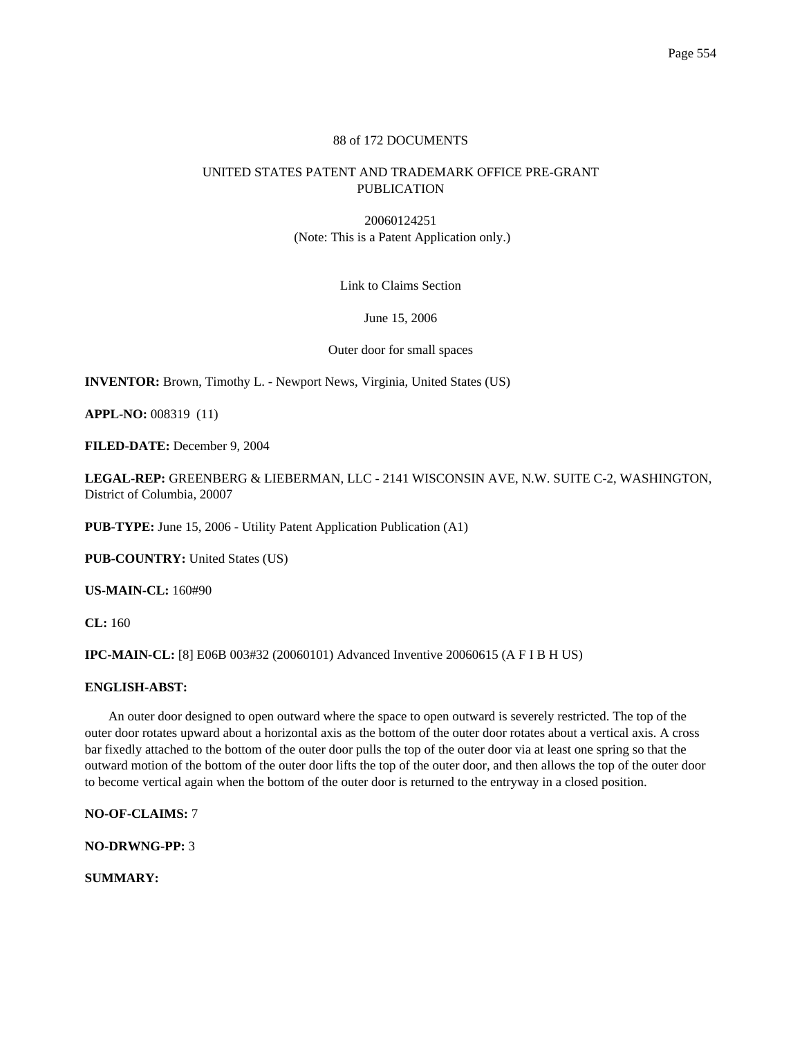88 of 172 DOCUMENTS

UNITED STATES PATENT AND TRADEMARK OFFICE PRE-GRANT PUBLICATION

20060124251
(Note: This is a Patent Application only.)

Link to Claims Section

June 15, 2006

Outer door for small spaces

**INVENTOR:** Brown, Timothy L. - Newport News, Virginia, United States (US)

**APPL-NO:** 008319 (11)

**FILED-DATE:** December 9, 2004

**LEGAL-REP:** GREENBERG & LIEBERMAN, LLC - 2141 WISCONSIN AVE, N.W. SUITE C-2, WASHINGTON, District of Columbia, 20007

**PUB-TYPE:** June 15, 2006 - Utility Patent Application Publication (A1)

**PUB-COUNTRY:** United States (US)

**US-MAIN-CL:** 160#90

**CL:** 160

**IPC-MAIN-CL:** [8] E06B 003#32 (20060101) Advanced Inventive 20060615 (A F I B H US)

**ENGLISH-ABST:**

An outer door designed to open outward where the space to open outward is severely restricted. The top of the outer door rotates upward about a horizontal axis as the bottom of the outer door rotates about a vertical axis. A cross bar fixedly attached to the bottom of the outer door pulls the top of the outer door via at least one spring so that the outward motion of the bottom of the outer door lifts the top of the outer door, and then allows the top of the outer door to become vertical again when the bottom of the outer door is returned to the entryway in a closed position.

**NO-OF-CLAIMS:** 7

**NO-DRWNG-PP:** 3

**SUMMARY:**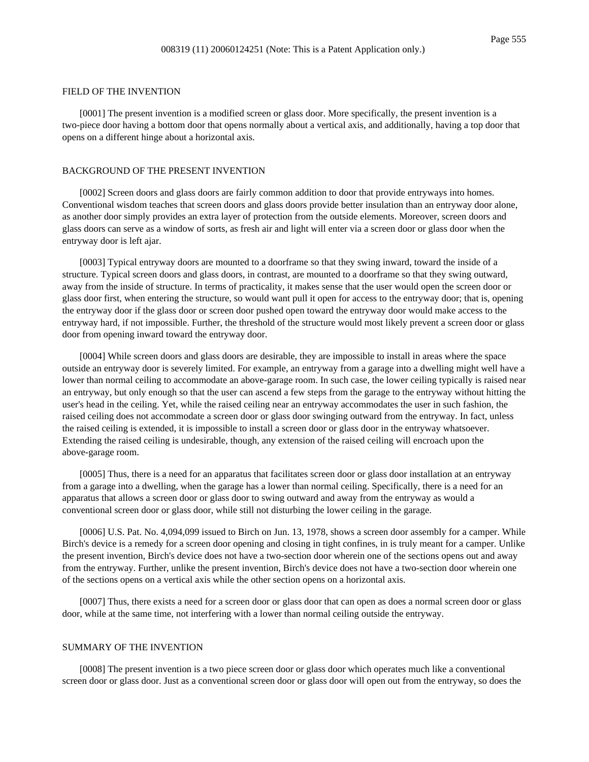## FIELD OF THE INVENTION

[0001] The present invention is a modified screen or glass door. More specifically, the present invention is a two-piece door having a bottom door that opens normally about a vertical axis, and additionally, having a top door that opens on a different hinge about a horizontal axis.

## BACKGROUND OF THE PRESENT INVENTION

[0002] Screen doors and glass doors are fairly common addition to door that provide entryways into homes. Conventional wisdom teaches that screen doors and glass doors provide better insulation than an entryway door alone, as another door simply provides an extra layer of protection from the outside elements. Moreover, screen doors and glass doors can serve as a window of sorts, as fresh air and light will enter via a screen door or glass door when the entryway door is left ajar.

[0003] Typical entryway doors are mounted to a doorframe so that they swing inward, toward the inside of a structure. Typical screen doors and glass doors, in contrast, are mounted to a doorframe so that they swing outward, away from the inside of structure. In terms of practicality, it makes sense that the user would open the screen door or glass door first, when entering the structure, so would want pull it open for access to the entryway door; that is, opening the entryway door if the glass door or screen door pushed open toward the entryway door would make access to the entryway hard, if not impossible. Further, the threshold of the structure would most likely prevent a screen door or glass door from opening inward toward the entryway door.

[0004] While screen doors and glass doors are desirable, they are impossible to install in areas where the space outside an entryway door is severely limited. For example, an entryway from a garage into a dwelling might well have a lower than normal ceiling to accommodate an above-garage room. In such case, the lower ceiling typically is raised near an entryway, but only enough so that the user can ascend a few steps from the garage to the entryway without hitting the user's head in the ceiling. Yet, while the raised ceiling near an entryway accommodates the user in such fashion, the raised ceiling does not accommodate a screen door or glass door swinging outward from the entryway. In fact, unless the raised ceiling is extended, it is impossible to install a screen door or glass door in the entryway whatsoever. Extending the raised ceiling is undesirable, though, any extension of the raised ceiling will encroach upon the above-garage room.

[0005] Thus, there is a need for an apparatus that facilitates screen door or glass door installation at an entryway from a garage into a dwelling, when the garage has a lower than normal ceiling. Specifically, there is a need for an apparatus that allows a screen door or glass door to swing outward and away from the entryway as would a conventional screen door or glass door, while still not disturbing the lower ceiling in the garage.

[0006] U.S. Pat. No. 4,094,099 issued to Birch on Jun. 13, 1978, shows a screen door assembly for a camper. While Birch's device is a remedy for a screen door opening and closing in tight confines, in is truly meant for a camper. Unlike the present invention, Birch's device does not have a two-section door wherein one of the sections opens out and away from the entryway. Further, unlike the present invention, Birch's device does not have a two-section door wherein one of the sections opens on a vertical axis while the other section opens on a horizontal axis.

[0007] Thus, there exists a need for a screen door or glass door that can open as does a normal screen door or glass door, while at the same time, not interfering with a lower than normal ceiling outside the entryway.

## SUMMARY OF THE INVENTION

[0008] The present invention is a two piece screen door or glass door which operates much like a conventional screen door or glass door. Just as a conventional screen door or glass door will open out from the entryway, so does the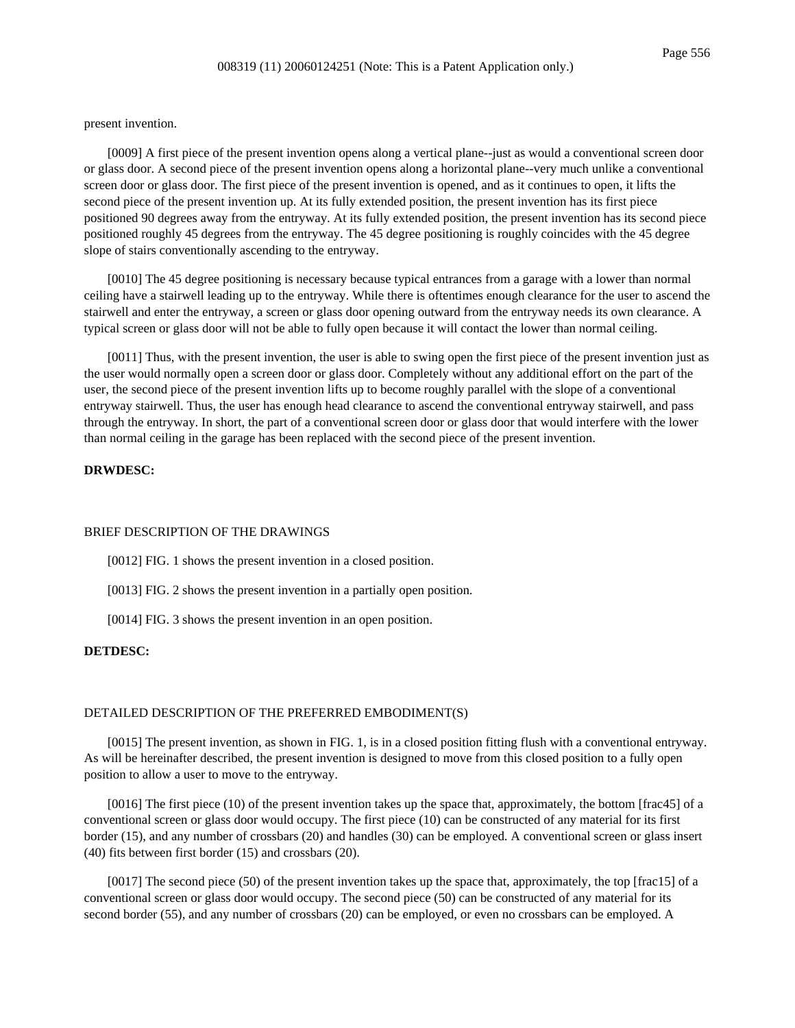present invention.

[0009] A first piece of the present invention opens along a vertical plane--just as would a conventional screen door or glass door. A second piece of the present invention opens along a horizontal plane--very much unlike a conventional screen door or glass door. The first piece of the present invention is opened, and as it continues to open, it lifts the second piece of the present invention up. At its fully extended position, the present invention has its first piece positioned 90 degrees away from the entryway. At its fully extended position, the present invention has its second piece positioned roughly 45 degrees from the entryway. The 45 degree positioning is roughly coincides with the 45 degree slope of stairs conventionally ascending to the entryway.

[0010] The 45 degree positioning is necessary because typical entrances from a garage with a lower than normal ceiling have a stairwell leading up to the entryway. While there is oftentimes enough clearance for the user to ascend the stairwell and enter the entryway, a screen or glass door opening outward from the entryway needs its own clearance. A typical screen or glass door will not be able to fully open because it will contact the lower than normal ceiling.

[0011] Thus, with the present invention, the user is able to swing open the first piece of the present invention just as the user would normally open a screen door or glass door. Completely without any additional effort on the part of the user, the second piece of the present invention lifts up to become roughly parallel with the slope of a conventional entryway stairwell. Thus, the user has enough head clearance to ascend the conventional entryway stairwell, and pass through the entryway. In short, the part of a conventional screen door or glass door that would interfere with the lower than normal ceiling in the garage has been replaced with the second piece of the present invention.

**DRWDESC:**

BRIEF DESCRIPTION OF THE DRAWINGS

[0012] FIG. 1 shows the present invention in a closed position.

[0013] FIG. 2 shows the present invention in a partially open position.

[0014] FIG. 3 shows the present invention in an open position.

**DETDESC:**

DETAILED DESCRIPTION OF THE PREFERRED EMBODIMENT(S)

[0015] The present invention, as shown in FIG. 1, is in a closed position fitting flush with a conventional entryway. As will be hereinafter described, the present invention is designed to move from this closed position to a fully open position to allow a user to move to the entryway.

[0016] The first piece (10) of the present invention takes up the space that, approximately, the bottom [frac45] of a conventional screen or glass door would occupy. The first piece (10) can be constructed of any material for its first border (15), and any number of crossbars (20) and handles (30) can be employed. A conventional screen or glass insert (40) fits between first border (15) and crossbars (20).

[0017] The second piece (50) of the present invention takes up the space that, approximately, the top [frac15] of a conventional screen or glass door would occupy. The second piece (50) can be constructed of any material for its second border (55), and any number of crossbars (20) can be employed, or even no crossbars can be employed. A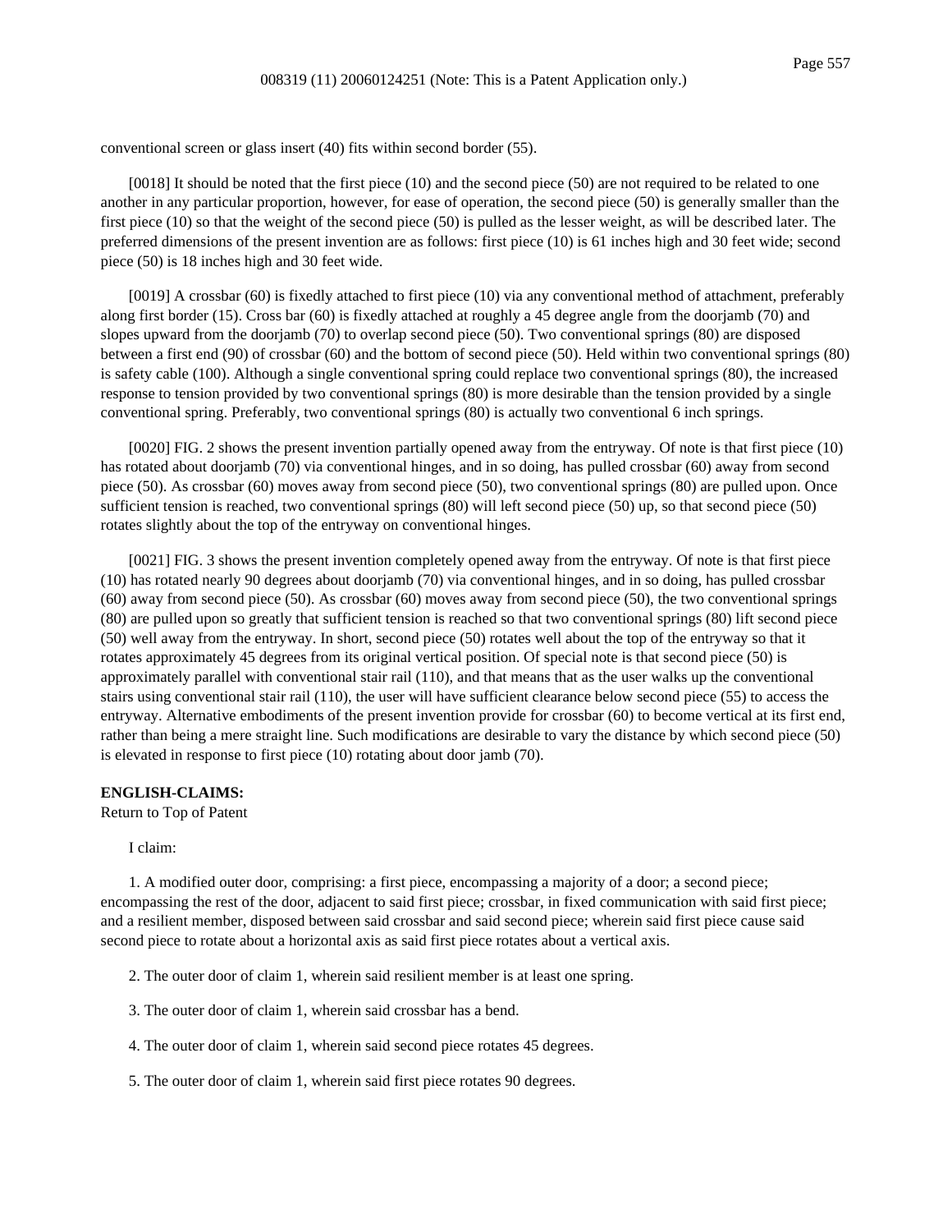conventional screen or glass insert (40) fits within second border (55).

[0018] It should be noted that the first piece (10) and the second piece (50) are not required to be related to one another in any particular proportion, however, for ease of operation, the second piece (50) is generally smaller than the first piece (10) so that the weight of the second piece (50) is pulled as the lesser weight, as will be described later. The preferred dimensions of the present invention are as follows: first piece (10) is 61 inches high and 30 feet wide; second piece (50) is 18 inches high and 30 feet wide.

[0019] A crossbar (60) is fixedly attached to first piece (10) via any conventional method of attachment, preferably along first border (15). Cross bar (60) is fixedly attached at roughly a 45 degree angle from the doorjamb (70) and slopes upward from the doorjamb (70) to overlap second piece (50). Two conventional springs (80) are disposed between a first end (90) of crossbar (60) and the bottom of second piece (50). Held within two conventional springs (80) is safety cable (100). Although a single conventional spring could replace two conventional springs (80), the increased response to tension provided by two conventional springs (80) is more desirable than the tension provided by a single conventional spring. Preferably, two conventional springs (80) is actually two conventional 6 inch springs.

[0020] FIG. 2 shows the present invention partially opened away from the entryway. Of note is that first piece (10) has rotated about doorjamb (70) via conventional hinges, and in so doing, has pulled crossbar (60) away from second piece (50). As crossbar (60) moves away from second piece (50), two conventional springs (80) are pulled upon. Once sufficient tension is reached, two conventional springs (80) will left second piece (50) up, so that second piece (50) rotates slightly about the top of the entryway on conventional hinges.

[0021] FIG. 3 shows the present invention completely opened away from the entryway. Of note is that first piece (10) has rotated nearly 90 degrees about doorjamb (70) via conventional hinges, and in so doing, has pulled crossbar (60) away from second piece (50). As crossbar (60) moves away from second piece (50), the two conventional springs (80) are pulled upon so greatly that sufficient tension is reached so that two conventional springs (80) lift second piece (50) well away from the entryway. In short, second piece (50) rotates well about the top of the entryway so that it rotates approximately 45 degrees from its original vertical position. Of special note is that second piece (50) is approximately parallel with conventional stair rail (110), and that means that as the user walks up the conventional stairs using conventional stair rail (110), the user will have sufficient clearance below second piece (55) to access the entryway. Alternative embodiments of the present invention provide for crossbar (60) to become vertical at its first end, rather than being a mere straight line. Such modifications are desirable to vary the distance by which second piece (50) is elevated in response to first piece (10) rotating about door jamb (70).

**ENGLISH-CLAIMS:**

Return to Top of Patent

I claim:

1. A modified outer door, comprising: a first piece, encompassing a majority of a door; a second piece; encompassing the rest of the door, adjacent to said first piece; crossbar, in fixed communication with said first piece; and a resilient member, disposed between said crossbar and said second piece; wherein said first piece cause said second piece to rotate about a horizontal axis as said first piece rotates about a vertical axis.

2. The outer door of claim 1, wherein said resilient member is at least one spring.

3. The outer door of claim 1, wherein said crossbar has a bend.

4. The outer door of claim 1, wherein said second piece rotates 45 degrees.

5. The outer door of claim 1, wherein said first piece rotates 90 degrees.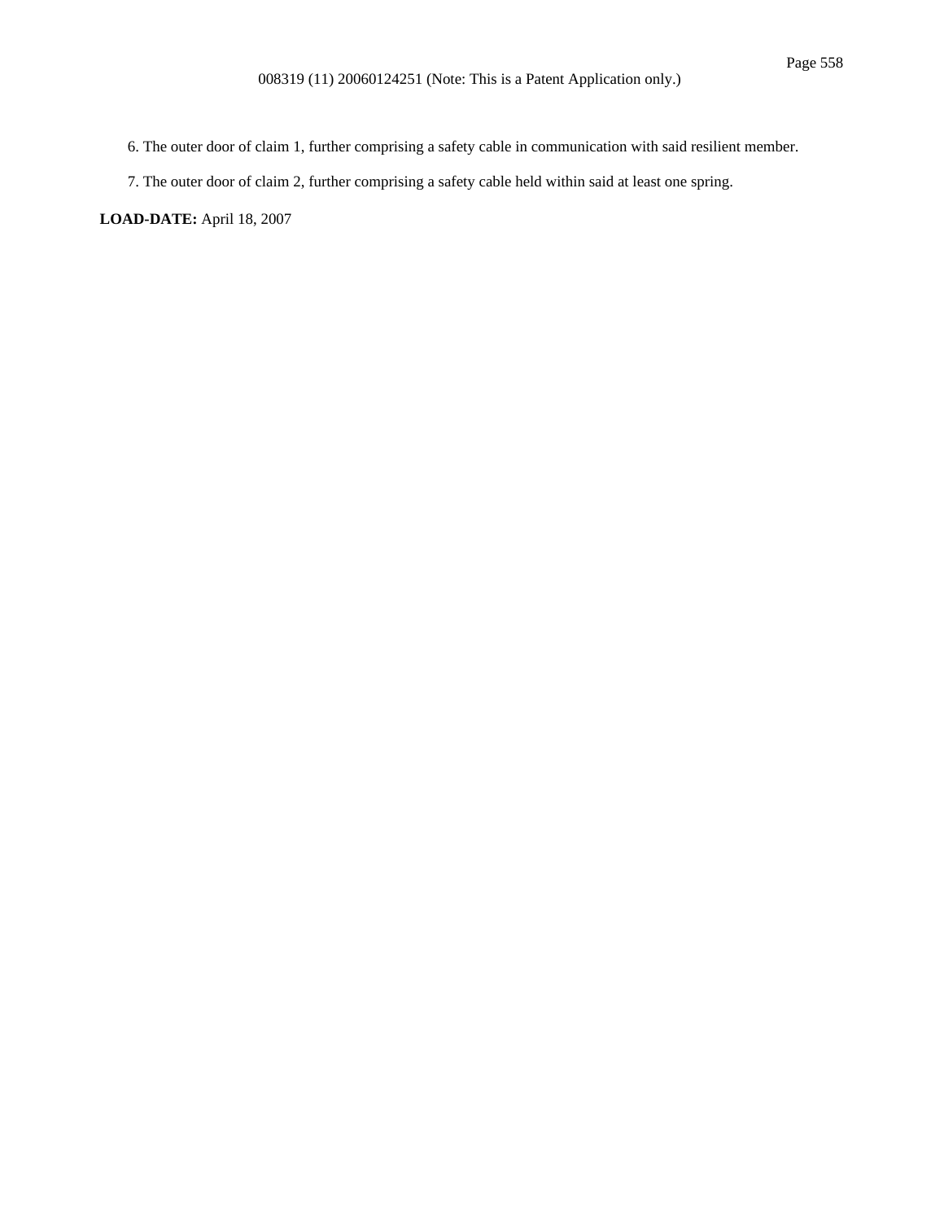6. The outer door of claim 1, further comprising a safety cable in communication with said resilient member.

7. The outer door of claim 2, further comprising a safety cable held within said at least one spring.

**LOAD-DATE:** April 18, 2007